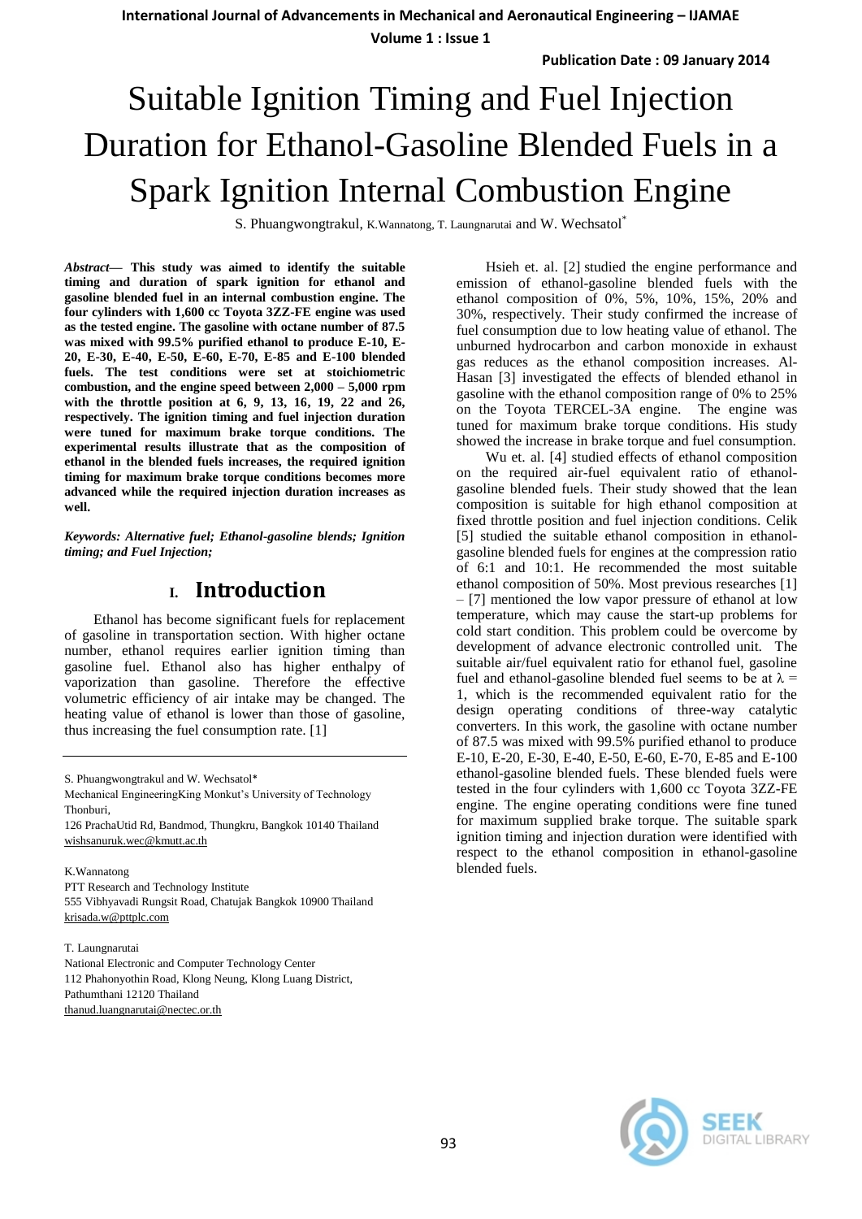# Suitable Ignition Timing and Fuel Injection Duration for Ethanol-Gasoline Blended Fuels in a Spark Ignition Internal Combustion Engine

S. Phuangwongtrakul, K.Wannatong, T. Laungnarutai and W. Wechsatol*

***Abstract*— This study was aimed to identify the suitable timing and duration of spark ignition for ethanol and gasoline blended fuel in an internal combustion engine. The four cylinders with 1,600 cc Toyota 3ZZ-FE engine was used as the tested engine. The gasoline with octane number of 87.5 was mixed with 99.5% purified ethanol to produce E-10, E-20, E-30, E-40, E-50, E-60, E-70, E-85 and E-100 blended fuels. The test conditions were set at stoichiometric combustion, and the engine speed between 2,000 – 5,000 rpm with the throttle position at 6, 9, 13, 16, 19, 22 and 26, respectively. The ignition timing and fuel injection duration were tuned for maximum brake torque conditions. The experimental results illustrate that as the composition of ethanol in the blended fuels increases, the required ignition timing for maximum brake torque conditions becomes more advanced while the required injection duration increases as well.**

***Keywords: Alternative fuel; Ethanol-gasoline blends; Ignition timing; and Fuel Injection;***

## I. Introduction

Ethanol has become significant fuels for replacement of gasoline in transportation section. With higher octane number, ethanol requires earlier ignition timing than gasoline fuel. Ethanol also has higher enthalpy of vaporization than gasoline. Therefore the effective volumetric efficiency of air intake may be changed. The heating value of ethanol is lower than those of gasoline, thus increasing the fuel consumption rate. [1]

S. Phuangwongtrakul and W. Wechsatol*
Mechanical EngineeringKing Monkut's University of Technology Thonburi,
126 PrachaUtid Rd, Bandmod, Thungkru, Bangkok 10140 Thailand
wishsanuruk.wec@kmutt.ac.th

K.Wannatong
PTT Research and Technology Institute
555 Vibhyavadi Rungsit Road, Chatujak Bangkok 10900 Thailand
krisada.w@pttplc.com

T. Laungnarutai
National Electronic and Computer Technology Center
112 Phahonyothin Road, Klong Neung, Klong Luang District, Pathumthani 12120 Thailand
thanud.luangnarutai@nectec.or.th

Hsieh et. al. [2] studied the engine performance and emission of ethanol-gasoline blended fuels with the ethanol composition of 0%, 5%, 10%, 15%, 20% and 30%, respectively. Their study confirmed the increase of fuel consumption due to low heating value of ethanol. The unburned hydrocarbon and carbon monoxide in exhaust gas reduces as the ethanol composition increases. Al-Hasan [3] investigated the effects of blended ethanol in gasoline with the ethanol composition range of 0% to 25% on the Toyota TERCEL-3A engine. The engine was tuned for maximum brake torque conditions. His study showed the increase in brake torque and fuel consumption.

Wu et. al. [4] studied effects of ethanol composition on the required air-fuel equivalent ratio of ethanol-gasoline blended fuels. Their study showed that the lean composition is suitable for high ethanol composition at fixed throttle position and fuel injection conditions. Celik [5] studied the suitable ethanol composition in ethanol-gasoline blended fuels for engines at the compression ratio of 6:1 and 10:1. He recommended the most suitable ethanol composition of 50%. Most previous researches [1] – [7] mentioned the low vapor pressure of ethanol at low temperature, which may cause the start-up problems for cold start condition. This problem could be overcome by development of advance electronic controlled unit. The suitable air/fuel equivalent ratio for ethanol fuel, gasoline fuel and ethanol-gasoline blended fuel seems to be at $\lambda = 1$, which is the recommended equivalent ratio for the design operating conditions of three-way catalytic converters. In this work, the gasoline with octane number of 87.5 was mixed with 99.5% purified ethanol to produce E-10, E-20, E-30, E-40, E-50, E-60, E-70, E-85 and E-100 ethanol-gasoline blended fuels. These blended fuels were tested in the four cylinders with 1,600 cc Toyota 3ZZ-FE engine. The engine operating conditions were fine tuned for maximum supplied brake torque. The suitable spark ignition timing and injection duration were identified with respect to the ethanol composition in ethanol-gasoline blended fuels.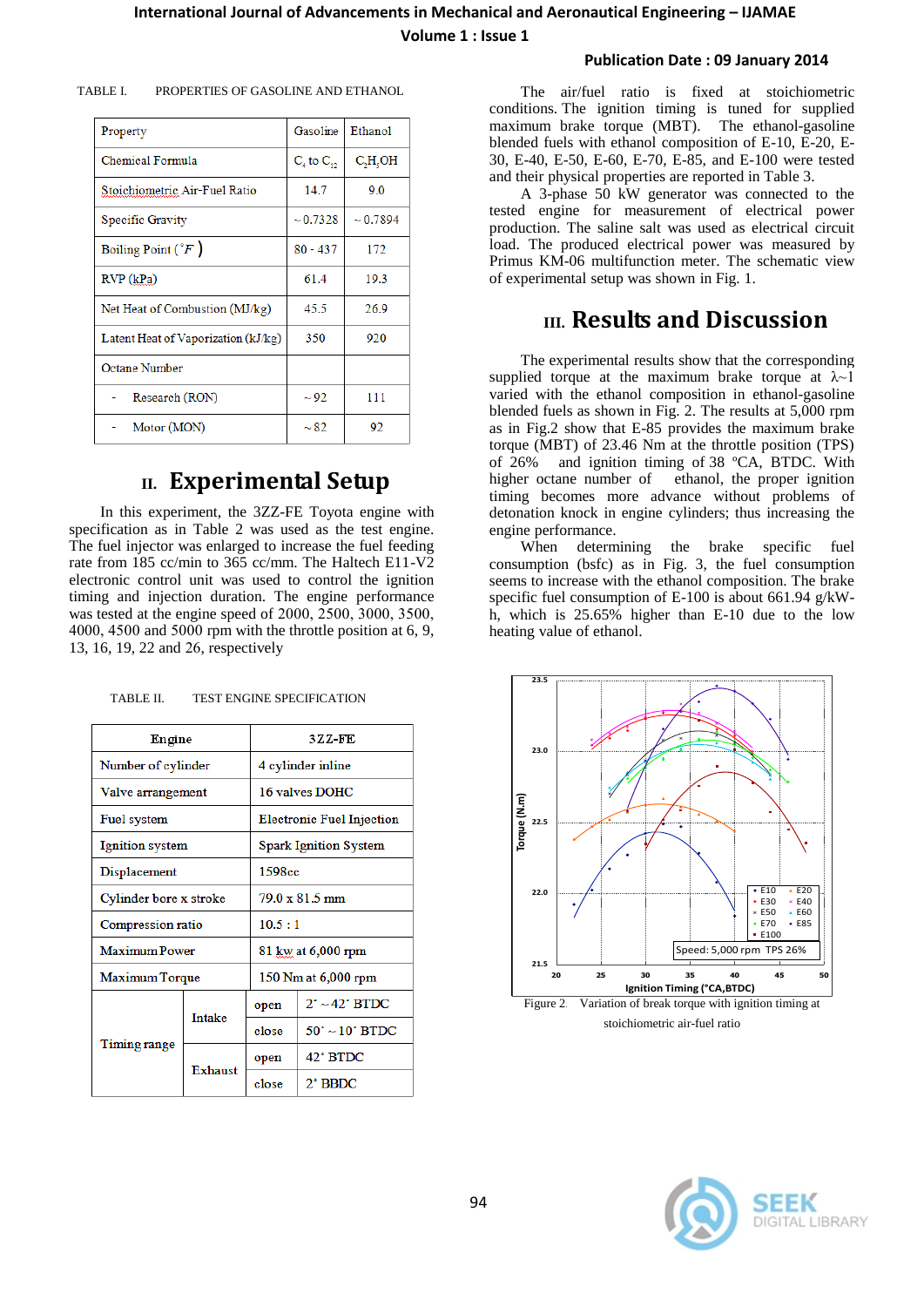TABLE I. PROPERTIES OF GASOLINE AND ETHANOL

| Property | Gasoline | Ethanol |
| --- | --- | --- |
| Chemical Formula | $C_4$ to $C_{12}$ | $C_2H_5OH$ |
| Stoichiometric Air-Fuel Ratio | 14.7 | 9.0 |
| Specific Gravity | ~ 0.7328 | ~ 0.7894 |
| Boiling Point (°F) | 80 - 437 | 172 |
| RVP (kPa) | 61.4 | 19.3 |
| Net Heat of Combustion (MJ/kg) | 45.5 | 26.9 |
| Latent Heat of Vaporization (kJ/kg) | 350 | 920 |
| Octane Number | | |
| - Research (RON) | ~ 92 | 111 |
| - Motor (MON) | ~ 82 | 92 |

## II. Experimental Setup

In this experiment, the 3ZZ-FE Toyota engine with specification as in Table 2 was used as the test engine. The fuel injector was enlarged to increase the fuel feeding rate from 185 cc/min to 365 cc/mm. The Haltech E11-V2 electronic control unit was used to control the ignition timing and injection duration. The engine performance was tested at the engine speed of 2000, 2500, 3000, 3500, 4000, 4500 and 5000 rpm with the throttle position at 6, 9, 13, 16, 19, 22 and 26, respectively

TABLE II. TEST ENGINE SPECIFICATION

| Engine | | | 3ZZ-FE |
| --- | --- | --- | --- |
| Number of cylinder | | | 4 cylinder inline |
| Valve arrangement | | | 16 valves DOHC |
| Fuel system | | | Electronic Fuel Injection |
| Ignition system | | | Spark Ignition System |
| Displacement | | | 1598cc |
| Cylinder bore x stroke | | | 79.0 x 81.5 mm |
| Compression ratio | | | 10.5 : 1 |
| Maximum Power | | | 81 kw at 6,000 rpm |
| Maximum Torque | | | 150 Nm at 6,000 rpm |
| Timing range | Intake | open | 2° ~ 42° BTDC |
| | | close | 50° ~ 10° BTDC |
| | Exhaust | open | 42° BTDC |
| | | close | 2° BBDC |

The air/fuel ratio is fixed at stoichiometric conditions. The ignition timing is tuned for supplied maximum brake torque (MBT). The ethanol-gasoline blended fuels with ethanol composition of E-10, E-20, E-30, E-40, E-50, E-60, E-70, E-85, and E-100 were tested and their physical properties are reported in Table 3.

A 3-phase 50 kW generator was connected to the tested engine for measurement of electrical power production. The saline salt was used as electrical circuit load. The produced electrical power was measured by Primus KM-06 multifunction meter. The schematic view of experimental setup was shown in Fig. 1.

## III. Results and Discussion

The experimental results show that the corresponding supplied torque at the maximum brake torque at λ~1 varied with the ethanol composition in ethanol-gasoline blended fuels as shown in Fig. 2. The results at 5,000 rpm as in Fig.2 show that E-85 provides the maximum brake torque (MBT) of 23.46 Nm at the throttle position (TPS) of 26% and ignition timing of 38 °CA, BTDC. With higher octane number of ethanol, the proper ignition timing becomes more advance without problems of detonation knock in engine cylinders; thus increasing the engine performance.

When determining the brake specific fuel consumption (bsfc) as in Fig. 3, the fuel consumption seems to increase with the ethanol composition. The brake specific fuel consumption of E-100 is about 661.94 g/kW-h, which is 25.65% higher than E-10 due to the low heating value of ethanol.

Figure 2. Variation of break torque with ignition timing at stoichiometric air-fuel ratio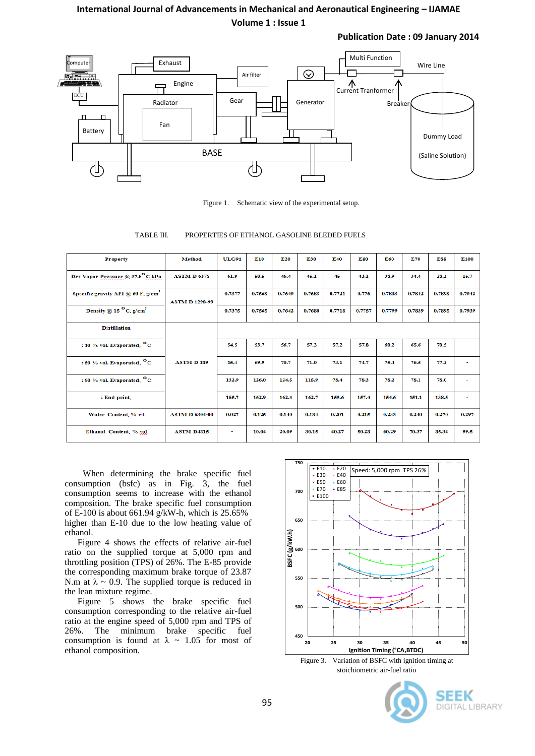Figure 1. Schematic view of the experimental setup.

TABLE III. PROPERTIES OF ETHANOL GASOLINE BLEDED FUELS

| Property | Method | ULG91 | E10 | E20 | E30 | E40 | E50 | E60 | E70 | E85 | E100 |
|---|---|---|---|---|---|---|---|---|---|---|---|
| Dry Vapor Pressuer @ 37.8 °C,kPa | ASTM D 6378 | 61.9 | 60.6 | 46.4 | 45.1 | 45 | 43.1 | 38.9 | 34.4 | 28.3 | 16.7 |
| Specific gravity API @ 60 F, g/cm$^3$ | ASTM D 1298-99 | 0.7377 | 0.7568 | 0.7649 | 0.7683 | 0.7721 | 0.776 | 0.7803 | 0.7842 | 0.7898 | 0.7942 |
| Density @ 15 °C, g/cm$^3$ | | 0.7375 | 0.7565 | 0.7642 | 0.7680 | 0.7718 | 0.7757 | 0.7799 | 0.7839 | 0.7895 | 0.7939 |
| Distillation | ASTM D 189 | | | | | | | | | | |
| : 10 % vol. Evaporated, °C | | 54.5 | 53.7 | 56.7 | 57.2 | 57.2 | 57.8 | 60.2 | 65.6 | 70.5 | - |
| : 50 % vol. Evaporated, °C | | 85.4 | 69.9 | 70.7 | 71.0 | 73.1 | 74.7 | 75.4 | 76.5 | 77.2 | - |
| : 90 % vol. Evaporated, °C | | 132.9 | 126.0 | 124.5 | 115.9 | 78.4 | 78.3 | 78.2 | 78.1 | 78.0 | - |
| : End point, | | 165.7 | 162.9 | 162.4 | 162.7 | 159.6 | 157.4 | 154.6 | 151.1 | 138.5 | - |
| Water Content, % wt | ASTM D 6304-00 | 0.027 | 0.125 | 0.140 | 0.184 | 0.201 | 0.215 | 0.233 | 0.240 | 0.270 | 0.297 |
| Ethanol Content, % vol | ASTM D4815 | - | 10.04 | 20.09 | 30.15 | 40.27 | 50.28 | 60.29 | 70.37 | 85.34 | 99.5 |

When determining the brake specific fuel consumption (bsfc) as in Fig. 3, the fuel consumption seems to increase with the ethanol composition. The brake specific fuel consumption of E-100 is about 661.94 g/kW-h, which is 25.65% higher than E-10 due to the low heating value of ethanol.

Figure 4 shows the effects of relative air-fuel ratio on the supplied torque at 5,000 rpm and throttling position (TPS) of 26%. The E-85 provide the corresponding maximum brake torque of 23.87 N.m at $\lambda$ ~ 0.9. The supplied torque is reduced in the lean mixture regime.

Figure 5 shows the brake specific fuel consumption corresponding to the relative air-fuel ratio at the engine speed of 5,000 rpm and TPS of 26%. The minimum brake specific fuel consumption is found at $\lambda$ ~ 1.05 for most of ethanol composition.

Figure 3. Variation of BSFC with ignition timing at stoichiometric air-fuel ratio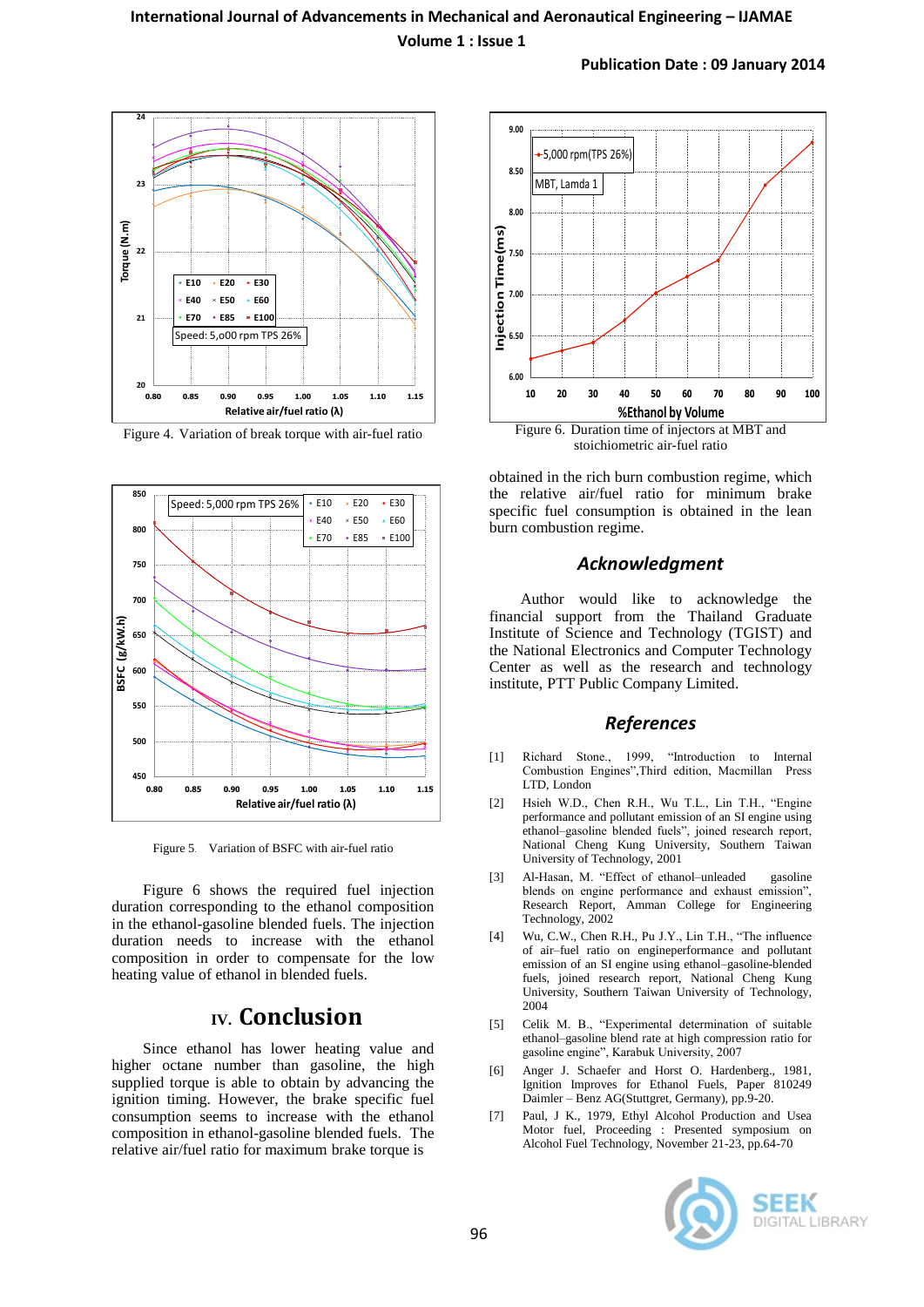24
23
22
21
20
Torque (N.m)
0.80 0.85 0.90 0.95 1.00 1.05 1.10 1.15
Relative air/fuel ratio (λ)
E10 E20 E30
E40 E50 E60
E70 E85 E100
Speed: 5,o00 rpm TPS 26%

Figure 4. Variation of break torque with air-fuel ratio

850
800
750
700
650
600
550
500
450
BSFC (g/kW.h)
0.80 0.85 0.90 0.95 1.00 1.05 1.10 1.15
Relative air/fuel ratio (λ)
Speed: 5,000 rpm TPS 26%
E10 E20 E30
E40 E50 E60
E70 E85 E100

Figure 5. Variation of BSFC with air-fuel ratio

Figure 6 shows the required fuel injection duration corresponding to the ethanol composition in the ethanol-gasoline blended fuels. The injection duration needs to increase with the ethanol composition in order to compensate for the low heating value of ethanol in blended fuels.

## IV. Conclusion

Since ethanol has lower heating value and higher octane number than gasoline, the high supplied torque is able to obtain by advancing the ignition timing. However, the brake specific fuel consumption seems to increase with the ethanol composition in ethanol-gasoline blended fuels. The relative air/fuel ratio for maximum brake torque is obtained in the rich burn combustion regime, which the relative air/fuel ratio for minimum brake specific fuel consumption is obtained in the lean burn combustion regime.

9.00
8.50
8.00
7.50
7.00
6.50
6.00
Injection Time(ms)
10 20 30 40 50 60 70 80 90 100
%Ethanol by Volume
5,000 rpm(TPS 26%)
MBT, Lamda 1

Figure 6. Duration time of injectors at MBT and stoichiometric air-fuel ratio

## Acknowledgment

Author would like to acknowledge the financial support from the Thailand Graduate Institute of Science and Technology (TGIST) and the National Electronics and Computer Technology Center as well as the research and technology institute, PTT Public Company Limited.

## References

[1] Richard Stone., 1999, "Introduction to Internal Combustion Engines",Third edition, Macmillan Press LTD, London

[2] Hsieh W.D., Chen R.H., Wu T.L., Lin T.H., "Engine performance and pollutant emission of an SI engine using ethanol–gasoline blended fuels", joined research report, National Cheng Kung University, Southern Taiwan University of Technology, 2001

[3] Al-Hasan, M. "Effect of ethanol–unleaded gasoline blends on engine performance and exhaust emission", Research Report, Amman College for Engineering Technology, 2002

[4] Wu, C.W., Chen R.H., Pu J.Y., Lin T.H., "The influence of air–fuel ratio on engineperformance and pollutant emission of an SI engine using ethanol–gasoline-blended fuels, joined research report, National Cheng Kung University, Southern Taiwan University of Technology, 2004

[5] Celik M. B., "Experimental determination of suitable ethanol–gasoline blend rate at high compression ratio for gasoline engine", Karabuk University, 2007

[6] Anger J. Schaefer and Horst O. Hardenberg., 1981, Ignition Improves for Ethanol Fuels, Paper 810249 Daimler – Benz AG(Stuttgret, Germany), pp.9-20.

[7] Paul, J K., 1979, Ethyl Alcohol Production and Usea Motor fuel, Proceeding : Presented symposium on Alcohol Fuel Technology, November 21-23, pp.64-70